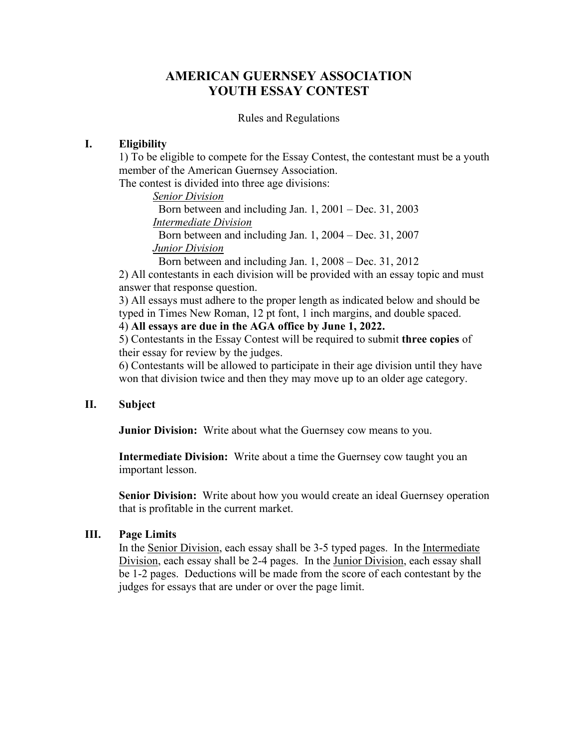# AMERICAN GUERNSEY ASSOCIATION
# YOUTH ESSAY CONTEST

Rules and Regulations

## I. Eligibility

1) To be eligible to compete for the Essay Contest, the contestant must be a youth member of the American Guernsey Association.

The contest is divided into three age divisions:

*Senior Division*

Born between and including Jan. 1, 2001 – Dec. 31, 2003

*Intermediate Division*

Born between and including Jan. 1, 2004 – Dec. 31, 2007

*Junior Division*

Born between and including Jan. 1, 2008 – Dec. 31, 2012

2) All contestants in each division will be provided with an essay topic and must answer that response question.

3) All essays must adhere to the proper length as indicated below and should be typed in Times New Roman, 12 pt font, 1 inch margins, and double spaced.

4) **All essays are due in the AGA office by June 1, 2022.**

5) Contestants in the Essay Contest will be required to submit **three copies** of their essay for review by the judges.

6) Contestants will be allowed to participate in their age division until they have won that division twice and then they may move up to an older age category.

## II. Subject

**Junior Division:** Write about what the Guernsey cow means to you.

**Intermediate Division:** Write about a time the Guernsey cow taught you an important lesson.

**Senior Division:** Write about how you would create an ideal Guernsey operation that is profitable in the current market.

## III. Page Limits

In the Senior Division, each essay shall be 3-5 typed pages. In the Intermediate Division, each essay shall be 2-4 pages. In the Junior Division, each essay shall be 1-2 pages. Deductions will be made from the score of each contestant by the judges for essays that are under or over the page limit.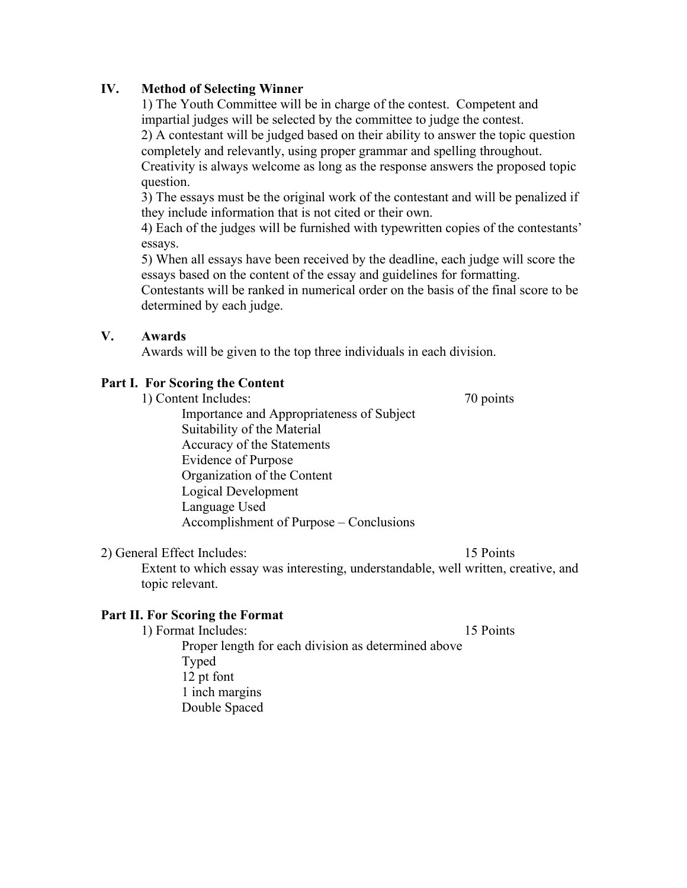## IV. Method of Selecting Winner

1) The Youth Committee will be in charge of the contest. Competent and impartial judges will be selected by the committee to judge the contest.
2) A contestant will be judged based on their ability to answer the topic question completely and relevantly, using proper grammar and spelling throughout. Creativity is always welcome as long as the response answers the proposed topic question.
3) The essays must be the original work of the contestant and will be penalized if they include information that is not cited or their own.
4) Each of the judges will be furnished with typewritten copies of the contestants' essays.
5) When all essays have been received by the deadline, each judge will score the essays based on the content of the essay and guidelines for formatting. Contestants will be ranked in numerical order on the basis of the final score to be determined by each judge.

## V. Awards

Awards will be given to the top three individuals in each division.

### Part I. For Scoring the Content

1) Content Includes: 70 points

- Importance and Appropriateness of Subject
- Suitability of the Material
- Accuracy of the Statements
- Evidence of Purpose
- Organization of the Content
- Logical Development
- Language Used
- Accomplishment of Purpose – Conclusions

2) General Effect Includes: 15 Points

Extent to which essay was interesting, understandable, well written, creative, and topic relevant.

### Part II. For Scoring the Format

1) Format Includes: 15 Points

- Proper length for each division as determined above
- Typed
- 12 pt font
- 1 inch margins
- Double Spaced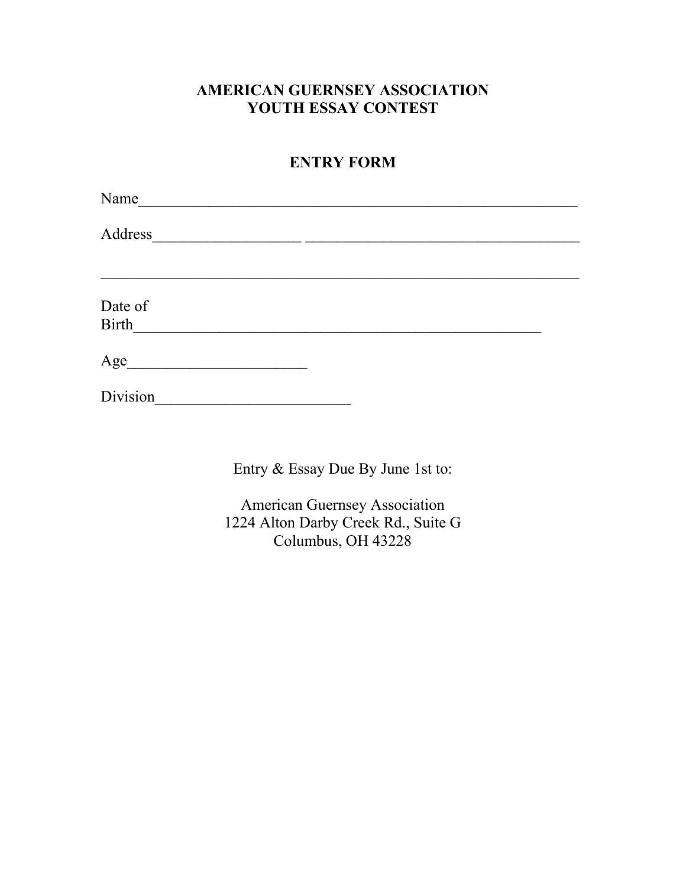# AMERICAN GUERNSEY ASSOCIATION
# YOUTH ESSAY CONTEST

## ENTRY FORM

Name___________________________________________________________

Address___________________ ____________________________________

_________________________________________________________________

Date of Birth________________________________________________________

Age_______________________

Division_________________________

Entry & Essay Due By June 1st to:

American Guernsey Association
1224 Alton Darby Creek Rd., Suite G
Columbus, OH 43228